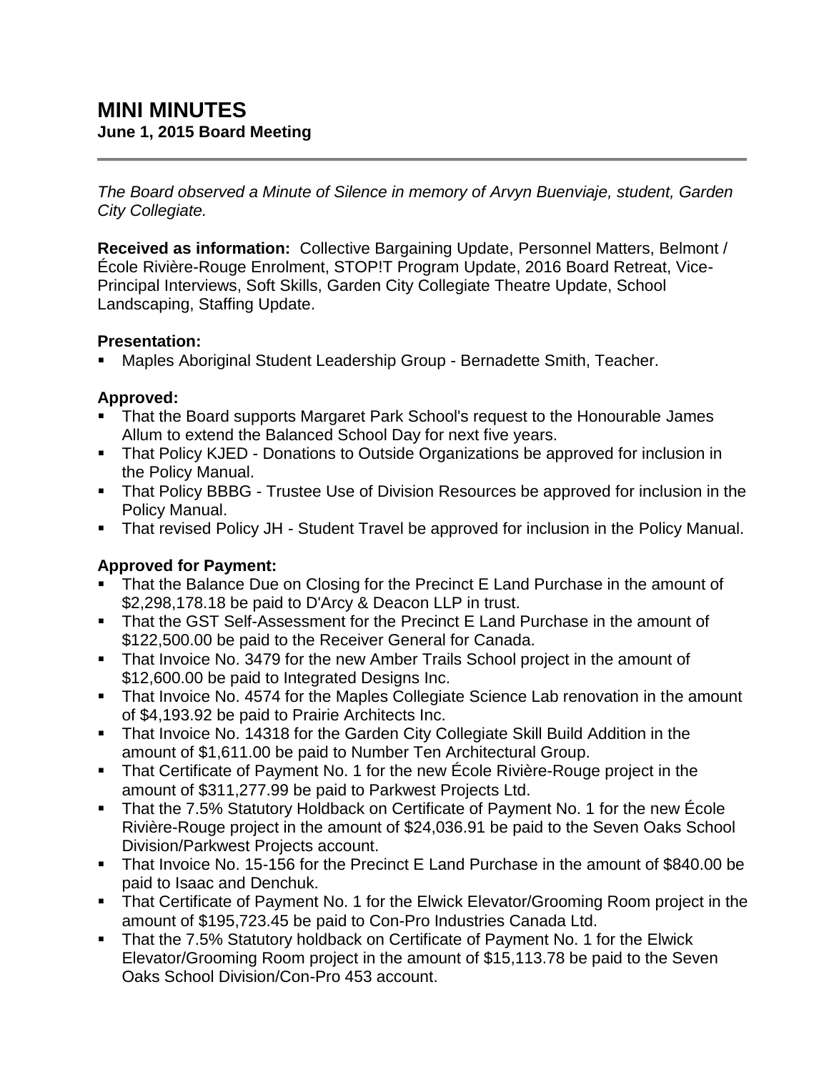# MINI MINUTES

**June 1, 2015 Board Meeting**

---

*The Board observed a Minute of Silence in memory of Arvyn Buenviaje, student, Garden City Collegiate.*

**Received as information:** Collective Bargaining Update, Personnel Matters, Belmont / École Rivière-Rouge Enrolment, STOP!T Program Update, 2016 Board Retreat, Vice-Principal Interviews, Soft Skills, Garden City Collegiate Theatre Update, School Landscaping, Staffing Update.

**Presentation:**

- Maples Aboriginal Student Leadership Group - Bernadette Smith, Teacher.

**Approved:**

- That the Board supports Margaret Park School's request to the Honourable James Allum to extend the Balanced School Day for next five years.
- That Policy KJED - Donations to Outside Organizations be approved for inclusion in the Policy Manual.
- That Policy BBBG - Trustee Use of Division Resources be approved for inclusion in the Policy Manual.
- That revised Policy JH - Student Travel be approved for inclusion in the Policy Manual.

**Approved for Payment:**

- That the Balance Due on Closing for the Precinct E Land Purchase in the amount of $2,298,178.18 be paid to D'Arcy & Deacon LLP in trust.
- That the GST Self-Assessment for the Precinct E Land Purchase in the amount of $122,500.00 be paid to the Receiver General for Canada.
- That Invoice No. 3479 for the new Amber Trails School project in the amount of $12,600.00 be paid to Integrated Designs Inc.
- That Invoice No. 4574 for the Maples Collegiate Science Lab renovation in the amount of $4,193.92 be paid to Prairie Architects Inc.
- That Invoice No. 14318 for the Garden City Collegiate Skill Build Addition in the amount of $1,611.00 be paid to Number Ten Architectural Group.
- That Certificate of Payment No. 1 for the new École Rivière-Rouge project in the amount of $311,277.99 be paid to Parkwest Projects Ltd.
- That the 7.5% Statutory Holdback on Certificate of Payment No. 1 for the new École Rivière-Rouge project in the amount of $24,036.91 be paid to the Seven Oaks School Division/Parkwest Projects account.
- That Invoice No. 15-156 for the Precinct E Land Purchase in the amount of $840.00 be paid to Isaac and Denchuk.
- That Certificate of Payment No. 1 for the Elwick Elevator/Grooming Room project in the amount of $195,723.45 be paid to Con-Pro Industries Canada Ltd.
- That the 7.5% Statutory holdback on Certificate of Payment No. 1 for the Elwick Elevator/Grooming Room project in the amount of $15,113.78 be paid to the Seven Oaks School Division/Con-Pro 453 account.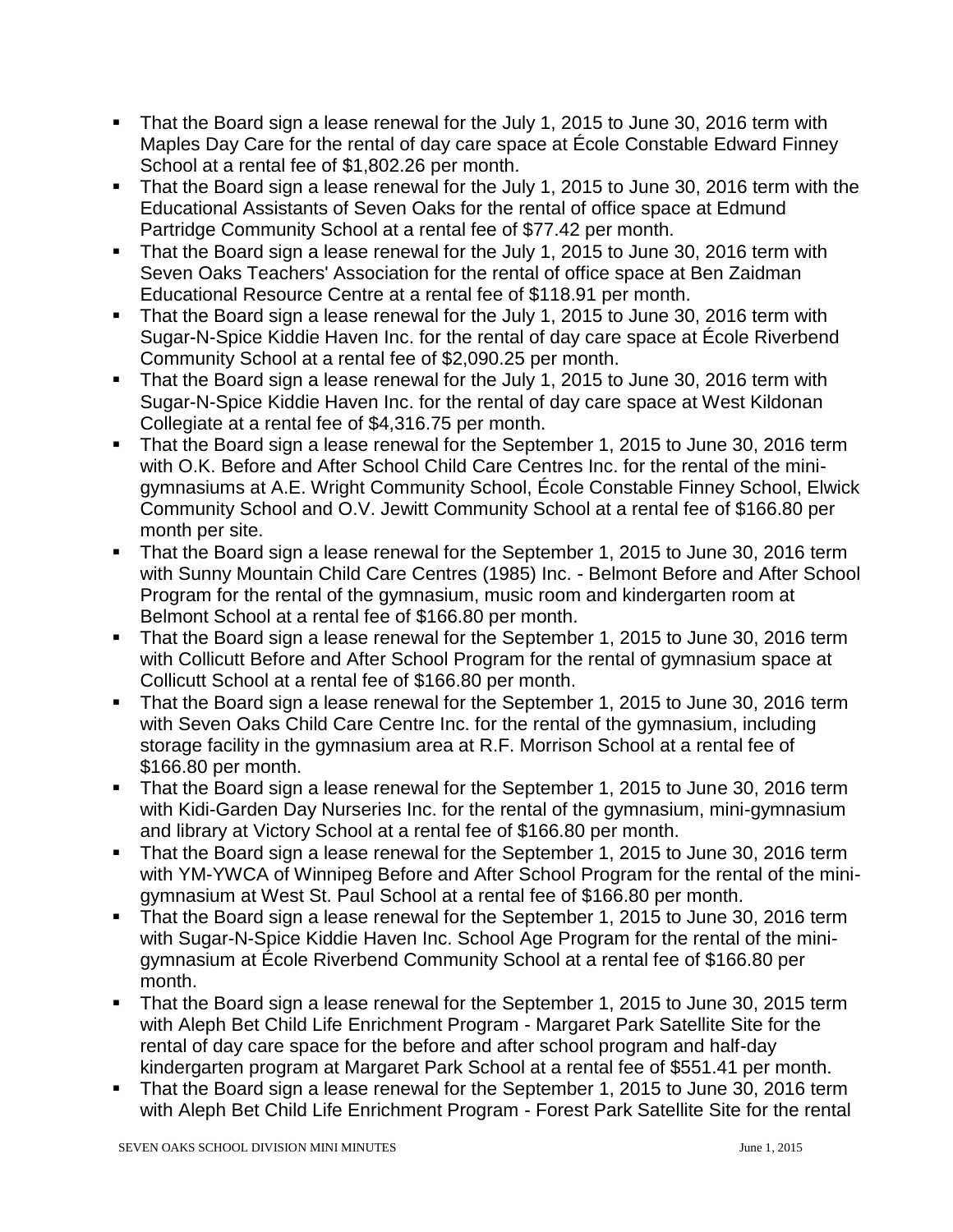- That the Board sign a lease renewal for the July 1, 2015 to June 30, 2016 term with Maples Day Care for the rental of day care space at École Constable Edward Finney School at a rental fee of $1,802.26 per month.
- That the Board sign a lease renewal for the July 1, 2015 to June 30, 2016 term with the Educational Assistants of Seven Oaks for the rental of office space at Edmund Partridge Community School at a rental fee of $77.42 per month.
- That the Board sign a lease renewal for the July 1, 2015 to June 30, 2016 term with Seven Oaks Teachers' Association for the rental of office space at Ben Zaidman Educational Resource Centre at a rental fee of $118.91 per month.
- That the Board sign a lease renewal for the July 1, 2015 to June 30, 2016 term with Sugar-N-Spice Kiddie Haven Inc. for the rental of day care space at École Riverbend Community School at a rental fee of $2,090.25 per month.
- That the Board sign a lease renewal for the July 1, 2015 to June 30, 2016 term with Sugar-N-Spice Kiddie Haven Inc. for the rental of day care space at West Kildonan Collegiate at a rental fee of $4,316.75 per month.
- That the Board sign a lease renewal for the September 1, 2015 to June 30, 2016 term with O.K. Before and After School Child Care Centres Inc. for the rental of the mini-gymnasiums at A.E. Wright Community School, École Constable Finney School, Elwick Community School and O.V. Jewitt Community School at a rental fee of $166.80 per month per site.
- That the Board sign a lease renewal for the September 1, 2015 to June 30, 2016 term with Sunny Mountain Child Care Centres (1985) Inc. - Belmont Before and After School Program for the rental of the gymnasium, music room and kindergarten room at Belmont School at a rental fee of $166.80 per month.
- That the Board sign a lease renewal for the September 1, 2015 to June 30, 2016 term with Collicutt Before and After School Program for the rental of gymnasium space at Collicutt School at a rental fee of $166.80 per month.
- That the Board sign a lease renewal for the September 1, 2015 to June 30, 2016 term with Seven Oaks Child Care Centre Inc. for the rental of the gymnasium, including storage facility in the gymnasium area at R.F. Morrison School at a rental fee of $166.80 per month.
- That the Board sign a lease renewal for the September 1, 2015 to June 30, 2016 term with Kidi-Garden Day Nurseries Inc. for the rental of the gymnasium, mini-gymnasium and library at Victory School at a rental fee of $166.80 per month.
- That the Board sign a lease renewal for the September 1, 2015 to June 30, 2016 term with YM-YWCA of Winnipeg Before and After School Program for the rental of the mini-gymnasium at West St. Paul School at a rental fee of $166.80 per month.
- That the Board sign a lease renewal for the September 1, 2015 to June 30, 2016 term with Sugar-N-Spice Kiddie Haven Inc. School Age Program for the rental of the mini-gymnasium at École Riverbend Community School at a rental fee of $166.80 per month.
- That the Board sign a lease renewal for the September 1, 2015 to June 30, 2015 term with Aleph Bet Child Life Enrichment Program - Margaret Park Satellite Site for the rental of day care space for the before and after school program and half-day kindergarten program at Margaret Park School at a rental fee of $551.41 per month.
- That the Board sign a lease renewal for the September 1, 2015 to June 30, 2016 term with Aleph Bet Child Life Enrichment Program - Forest Park Satellite Site for the rental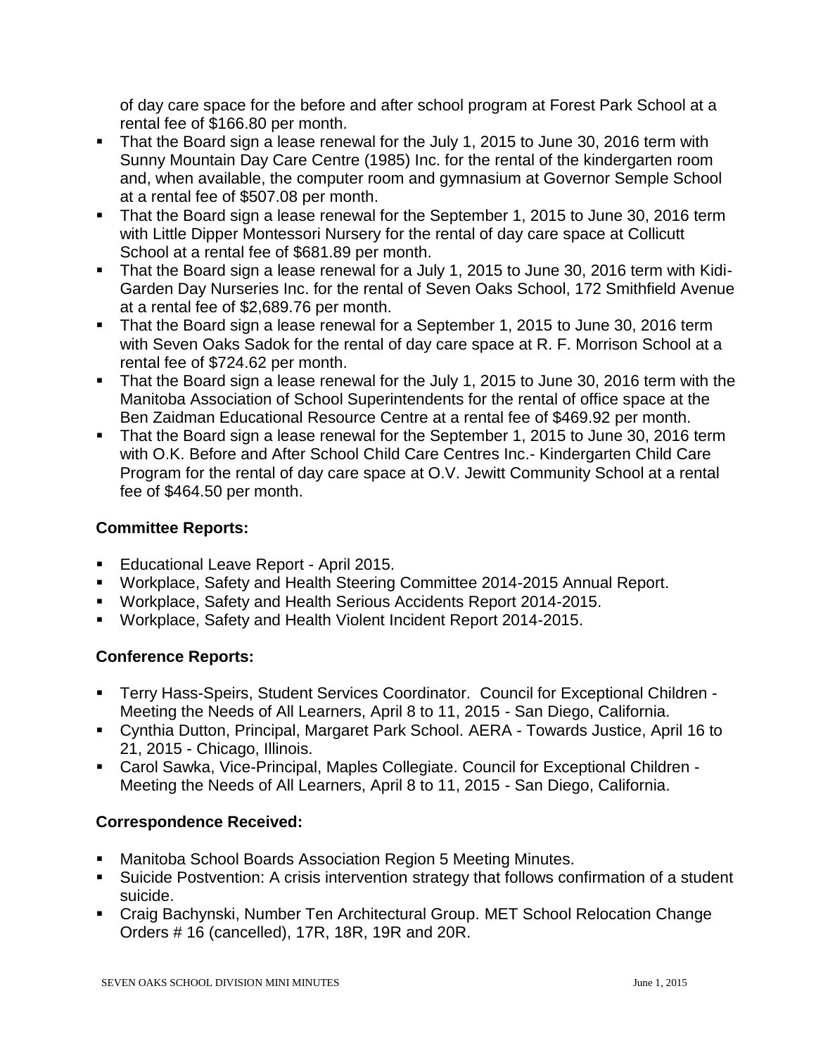of day care space for the before and after school program at Forest Park School at a rental fee of $166.80 per month.

- That the Board sign a lease renewal for the July 1, 2015 to June 30, 2016 term with Sunny Mountain Day Care Centre (1985) Inc. for the rental of the kindergarten room and, when available, the computer room and gymnasium at Governor Semple School at a rental fee of $507.08 per month.
- That the Board sign a lease renewal for the September 1, 2015 to June 30, 2016 term with Little Dipper Montessori Nursery for the rental of day care space at Collicutt School at a rental fee of $681.89 per month.
- That the Board sign a lease renewal for a July 1, 2015 to June 30, 2016 term with Kidi-Garden Day Nurseries Inc. for the rental of Seven Oaks School, 172 Smithfield Avenue at a rental fee of $2,689.76 per month.
- That the Board sign a lease renewal for a September 1, 2015 to June 30, 2016 term with Seven Oaks Sadok for the rental of day care space at R. F. Morrison School at a rental fee of $724.62 per month.
- That the Board sign a lease renewal for the July 1, 2015 to June 30, 2016 term with the Manitoba Association of School Superintendents for the rental of office space at the Ben Zaidman Educational Resource Centre at a rental fee of $469.92 per month.
- That the Board sign a lease renewal for the September 1, 2015 to June 30, 2016 term with O.K. Before and After School Child Care Centres Inc.- Kindergarten Child Care Program for the rental of day care space at O.V. Jewitt Community School at a rental fee of $464.50 per month.

**Committee Reports:**

- Educational Leave Report - April 2015.
- Workplace, Safety and Health Steering Committee 2014-2015 Annual Report.
- Workplace, Safety and Health Serious Accidents Report 2014-2015.
- Workplace, Safety and Health Violent Incident Report 2014-2015.

**Conference Reports:**

- Terry Hass-Speirs, Student Services Coordinator. Council for Exceptional Children - Meeting the Needs of All Learners, April 8 to 11, 2015 - San Diego, California.
- Cynthia Dutton, Principal, Margaret Park School. AERA - Towards Justice, April 16 to 21, 2015 - Chicago, Illinois.
- Carol Sawka, Vice-Principal, Maples Collegiate. Council for Exceptional Children - Meeting the Needs of All Learners, April 8 to 11, 2015 - San Diego, California.

**Correspondence Received:**

- Manitoba School Boards Association Region 5 Meeting Minutes.
- Suicide Postvention: A crisis intervention strategy that follows confirmation of a student suicide.
- Craig Bachynski, Number Ten Architectural Group. MET School Relocation Change Orders # 16 (cancelled), 17R, 18R, 19R and 20R.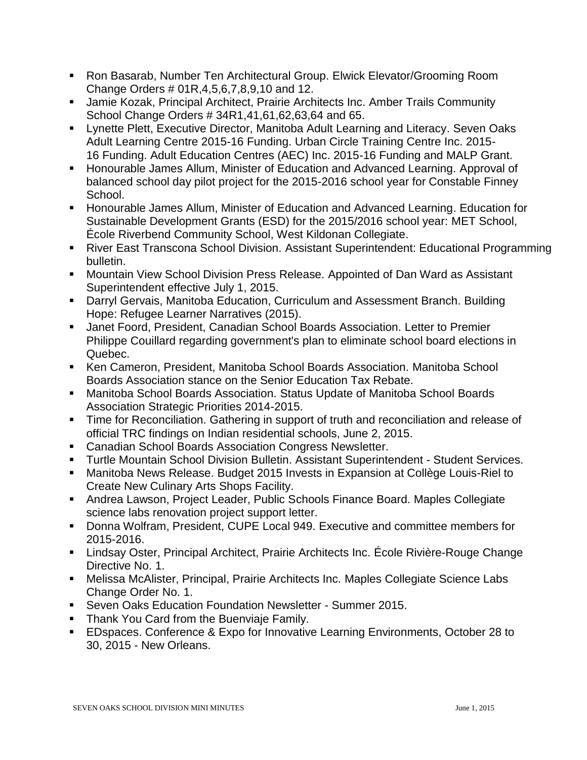- Ron Basarab, Number Ten Architectural Group. Elwick Elevator/Grooming Room Change Orders # 01R,4,5,6,7,8,9,10 and 12.
- Jamie Kozak, Principal Architect, Prairie Architects Inc. Amber Trails Community School Change Orders # 34R1,41,61,62,63,64 and 65.
- Lynette Plett, Executive Director, Manitoba Adult Learning and Literacy. Seven Oaks Adult Learning Centre 2015-16 Funding. Urban Circle Training Centre Inc. 2015-16 Funding. Adult Education Centres (AEC) Inc. 2015-16 Funding and MALP Grant.
- Honourable James Allum, Minister of Education and Advanced Learning. Approval of balanced school day pilot project for the 2015-2016 school year for Constable Finney School.
- Honourable James Allum, Minister of Education and Advanced Learning. Education for Sustainable Development Grants (ESD) for the 2015/2016 school year: MET School, École Riverbend Community School, West Kildonan Collegiate.
- River East Transcona School Division. Assistant Superintendent: Educational Programming bulletin.
- Mountain View School Division Press Release. Appointed of Dan Ward as Assistant Superintendent effective July 1, 2015.
- Darryl Gervais, Manitoba Education, Curriculum and Assessment Branch. Building Hope: Refugee Learner Narratives (2015).
- Janet Foord, President, Canadian School Boards Association. Letter to Premier Philippe Couillard regarding government's plan to eliminate school board elections in Quebec.
- Ken Cameron, President, Manitoba School Boards Association. Manitoba School Boards Association stance on the Senior Education Tax Rebate.
- Manitoba School Boards Association. Status Update of Manitoba School Boards Association Strategic Priorities 2014-2015.
- Time for Reconciliation. Gathering in support of truth and reconciliation and release of official TRC findings on Indian residential schools, June 2, 2015.
- Canadian School Boards Association Congress Newsletter.
- Turtle Mountain School Division Bulletin. Assistant Superintendent - Student Services.
- Manitoba News Release. Budget 2015 Invests in Expansion at Collège Louis-Riel to Create New Culinary Arts Shops Facility.
- Andrea Lawson, Project Leader, Public Schools Finance Board. Maples Collegiate science labs renovation project support letter.
- Donna Wolfram, President, CUPE Local 949. Executive and committee members for 2015-2016.
- Lindsay Oster, Principal Architect, Prairie Architects Inc. École Rivière-Rouge Change Directive No. 1.
- Melissa McAlister, Principal, Prairie Architects Inc. Maples Collegiate Science Labs Change Order No. 1.
- Seven Oaks Education Foundation Newsletter - Summer 2015.
- Thank You Card from the Buenviaje Family.
- EDspaces. Conference & Expo for Innovative Learning Environments, October 28 to 30, 2015 - New Orleans.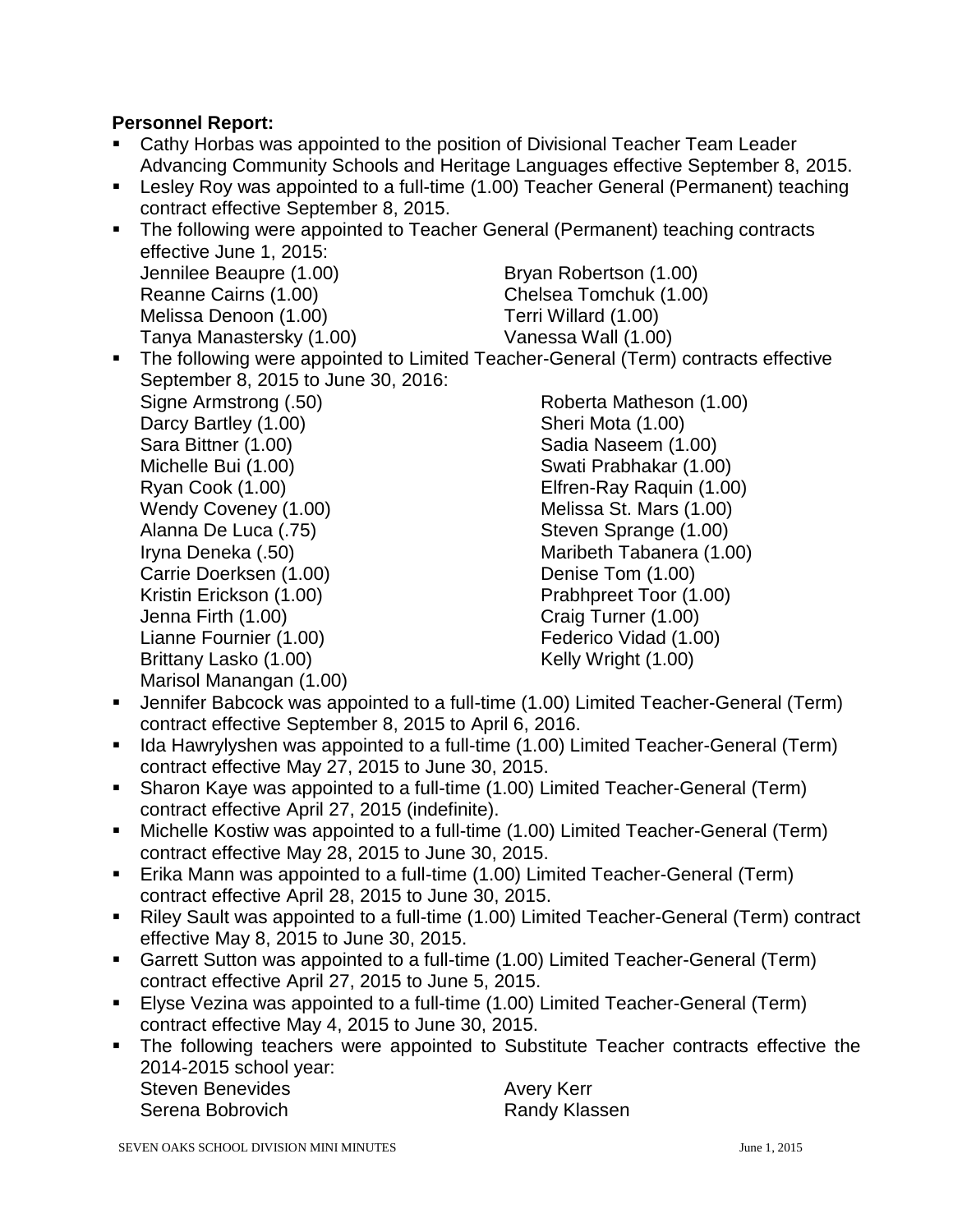**Personnel Report:**

- Cathy Horbas was appointed to the position of Divisional Teacher Team Leader Advancing Community Schools and Heritage Languages effective September 8, 2015.
- Lesley Roy was appointed to a full-time (1.00) Teacher General (Permanent) teaching contract effective September 8, 2015.
- The following were appointed to Teacher General (Permanent) teaching contracts effective June 1, 2015:

  Jennilee Beaupre (1.00)
  Reanne Cairns (1.00)
  Melissa Denoon (1.00)
  Tanya Manastersky (1.00)
  Bryan Robertson (1.00)
  Chelsea Tomchuk (1.00)
  Terri Willard (1.00)
  Vanessa Wall (1.00)

- The following were appointed to Limited Teacher-General (Term) contracts effective September 8, 2015 to June 30, 2016:

  Signe Armstrong (.50)
  Darcy Bartley (1.00)
  Sara Bittner (1.00)
  Michelle Bui (1.00)
  Ryan Cook (1.00)
  Wendy Coveney (1.00)
  Alanna De Luca (.75)
  Iryna Deneka (.50)
  Carrie Doerksen (1.00)
  Kristin Erickson (1.00)
  Jenna Firth (1.00)
  Lianne Fournier (1.00)
  Brittany Lasko (1.00)
  Marisol Manangan (1.00)
  Roberta Matheson (1.00)
  Sheri Mota (1.00)
  Sadia Naseem (1.00)
  Swati Prabhakar (1.00)
  Elfren-Ray Raquin (1.00)
  Melissa St. Mars (1.00)
  Steven Sprange (1.00)
  Maribeth Tabanera (1.00)
  Denise Tom (1.00)
  Prabhpreet Toor (1.00)
  Craig Turner (1.00)
  Federico Vidad (1.00)
  Kelly Wright (1.00)

- Jennifer Babcock was appointed to a full-time (1.00) Limited Teacher-General (Term) contract effective September 8, 2015 to April 6, 2016.
- Ida Hawrylyshen was appointed to a full-time (1.00) Limited Teacher-General (Term) contract effective May 27, 2015 to June 30, 2015.
- Sharon Kaye was appointed to a full-time (1.00) Limited Teacher-General (Term) contract effective April 27, 2015 (indefinite).
- Michelle Kostiw was appointed to a full-time (1.00) Limited Teacher-General (Term) contract effective May 28, 2015 to June 30, 2015.
- Erika Mann was appointed to a full-time (1.00) Limited Teacher-General (Term) contract effective April 28, 2015 to June 30, 2015.
- Riley Sault was appointed to a full-time (1.00) Limited Teacher-General (Term) contract effective May 8, 2015 to June 30, 2015.
- Garrett Sutton was appointed to a full-time (1.00) Limited Teacher-General (Term) contract effective April 27, 2015 to June 5, 2015.
- Elyse Vezina was appointed to a full-time (1.00) Limited Teacher-General (Term) contract effective May 4, 2015 to June 30, 2015.
- The following teachers were appointed to Substitute Teacher contracts effective the 2014-2015 school year:

  Steven Benevides
  Serena Bobrovich
  Avery Kerr
  Randy Klassen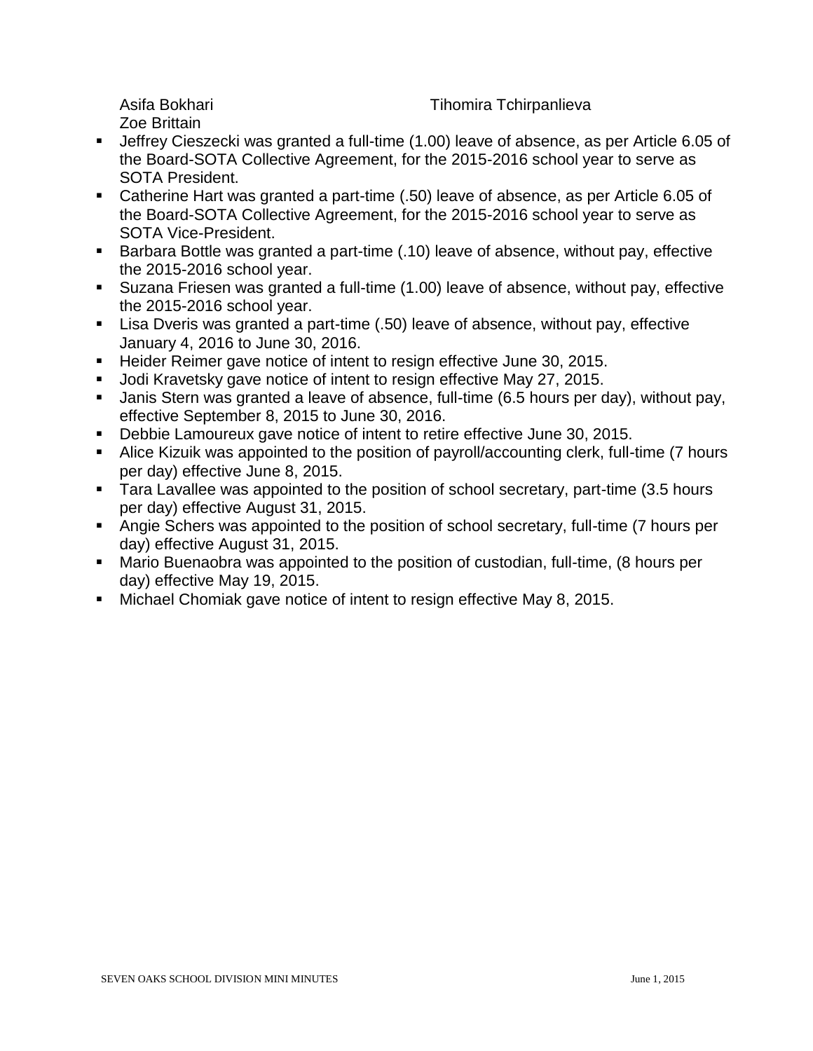Asifa Bokhari
Tihomira Tchirpanlieva
Zoe Brittain

- Jeffrey Cieszecki was granted a full-time (1.00) leave of absence, as per Article 6.05 of the Board-SOTA Collective Agreement, for the 2015-2016 school year to serve as SOTA President.
- Catherine Hart was granted a part-time (.50) leave of absence, as per Article 6.05 of the Board-SOTA Collective Agreement, for the 2015-2016 school year to serve as SOTA Vice-President.
- Barbara Bottle was granted a part-time (.10) leave of absence, without pay, effective the 2015-2016 school year.
- Suzana Friesen was granted a full-time (1.00) leave of absence, without pay, effective the 2015-2016 school year.
- Lisa Dveris was granted a part-time (.50) leave of absence, without pay, effective January 4, 2016 to June 30, 2016.
- Heider Reimer gave notice of intent to resign effective June 30, 2015.
- Jodi Kravetsky gave notice of intent to resign effective May 27, 2015.
- Janis Stern was granted a leave of absence, full-time (6.5 hours per day), without pay, effective September 8, 2015 to June 30, 2016.
- Debbie Lamoureux gave notice of intent to retire effective June 30, 2015.
- Alice Kizuik was appointed to the position of payroll/accounting clerk, full-time (7 hours per day) effective June 8, 2015.
- Tara Lavallee was appointed to the position of school secretary, part-time (3.5 hours per day) effective August 31, 2015.
- Angie Schers was appointed to the position of school secretary, full-time (7 hours per day) effective August 31, 2015.
- Mario Buenaobra was appointed to the position of custodian, full-time, (8 hours per day) effective May 19, 2015.
- Michael Chomiak gave notice of intent to resign effective May 8, 2015.